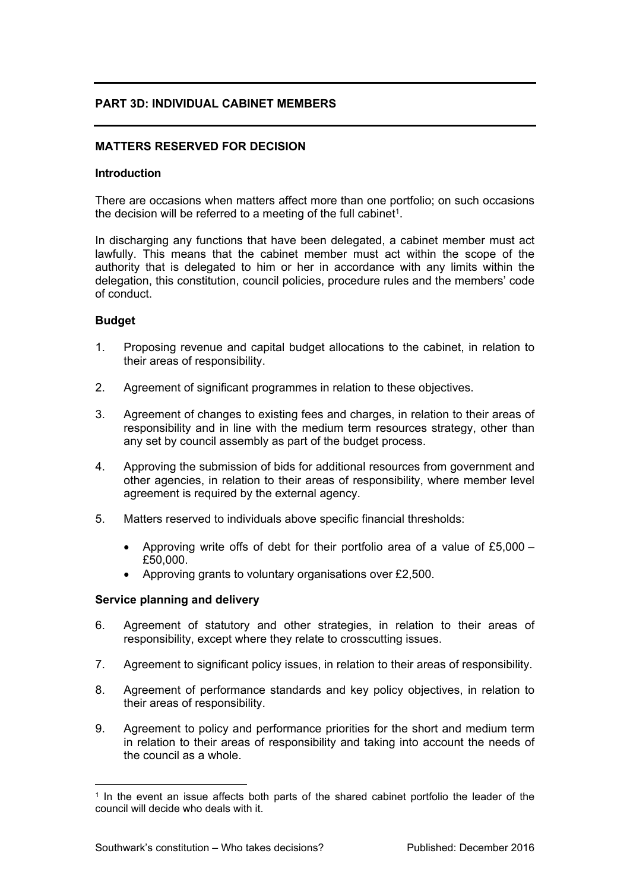## PART 3D: INDIVIDUAL CABINET MEMBERS

### MATTERS RESERVED FOR DECISION

**Introduction**

There are occasions when matters affect more than one portfolio; on such occasions the decision will be referred to a meeting of the full cabinet[1].

In discharging any functions that have been delegated, a cabinet member must act lawfully. This means that the cabinet member must act within the scope of the authority that is delegated to him or her in accordance with any limits within the delegation, this constitution, council policies, procedure rules and the members' code of conduct.

**Budget**

1. Proposing revenue and capital budget allocations to the cabinet, in relation to their areas of responsibility.

2. Agreement of significant programmes in relation to these objectives.

3. Agreement of changes to existing fees and charges, in relation to their areas of responsibility and in line with the medium term resources strategy, other than any set by council assembly as part of the budget process.

4. Approving the submission of bids for additional resources from government and other agencies, in relation to their areas of responsibility, where member level agreement is required by the external agency.

5. Matters reserved to individuals above specific financial thresholds:

   - Approving write offs of debt for their portfolio area of a value of £5,000 – £50,000.
   - Approving grants to voluntary organisations over £2,500.

**Service planning and delivery**

6. Agreement of statutory and other strategies, in relation to their areas of responsibility, except where they relate to crosscutting issues.

7. Agreement to significant policy issues, in relation to their areas of responsibility.

8. Agreement of performance standards and key policy objectives, in relation to their areas of responsibility.

9. Agreement to policy and performance priorities for the short and medium term in relation to their areas of responsibility and taking into account the needs of the council as a whole.

[1] In the event an issue affects both parts of the shared cabinet portfolio the leader of the council will decide who deals with it.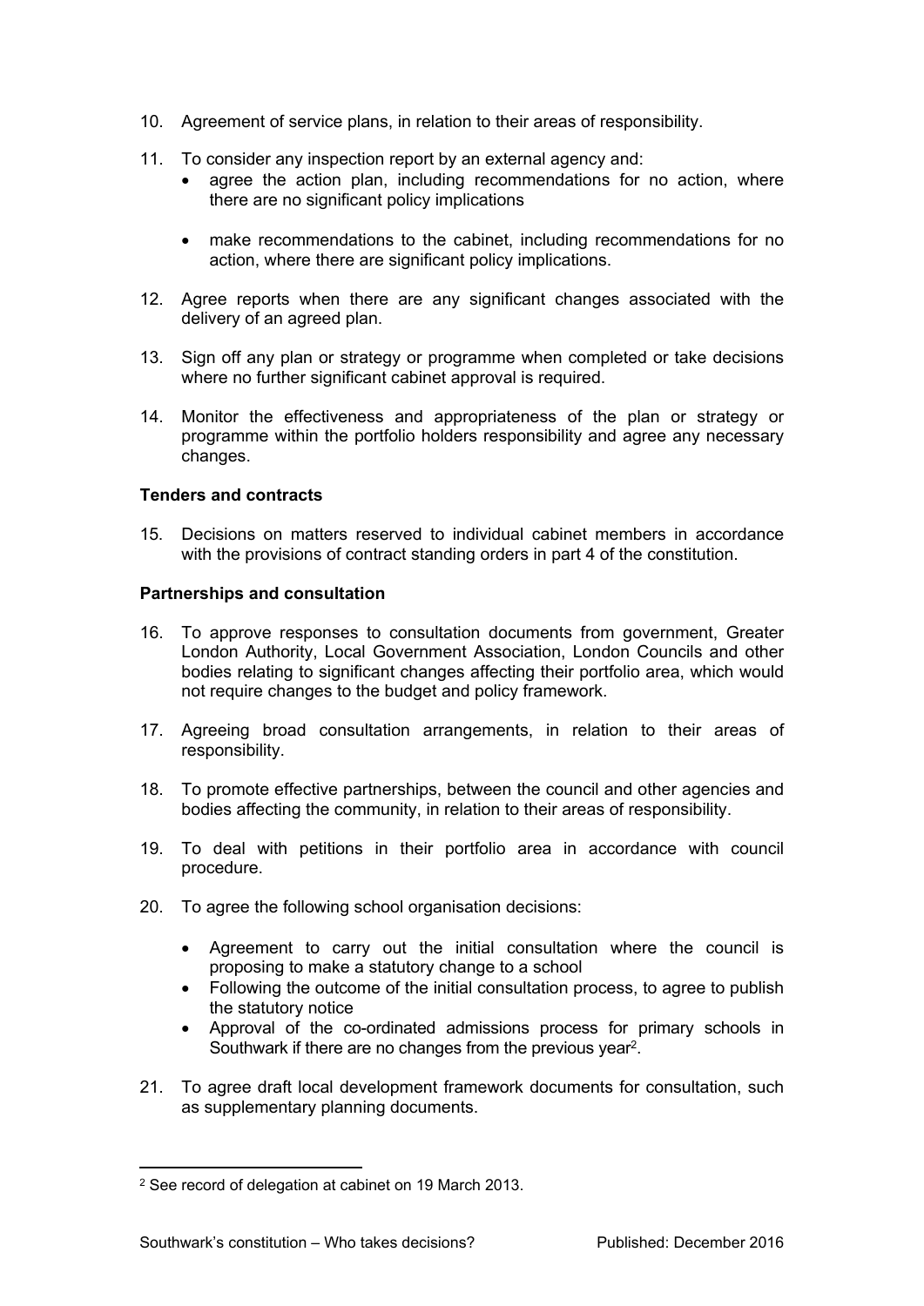10. Agreement of service plans, in relation to their areas of responsibility.

11. To consider any inspection report by an external agency and:
    - agree the action plan, including recommendations for no action, where there are no significant policy implications
    - make recommendations to the cabinet, including recommendations for no action, where there are significant policy implications.

12. Agree reports when there are any significant changes associated with the delivery of an agreed plan.

13. Sign off any plan or strategy or programme when completed or take decisions where no further significant cabinet approval is required.

14. Monitor the effectiveness and appropriateness of the plan or strategy or programme within the portfolio holders responsibility and agree any necessary changes.

**Tenders and contracts**

15. Decisions on matters reserved to individual cabinet members in accordance with the provisions of contract standing orders in part 4 of the constitution.

**Partnerships and consultation**

16. To approve responses to consultation documents from government, Greater London Authority, Local Government Association, London Councils and other bodies relating to significant changes affecting their portfolio area, which would not require changes to the budget and policy framework.

17. Agreeing broad consultation arrangements, in relation to their areas of responsibility.

18. To promote effective partnerships, between the council and other agencies and bodies affecting the community, in relation to their areas of responsibility.

19. To deal with petitions in their portfolio area in accordance with council procedure.

20. To agree the following school organisation decisions:
    - Agreement to carry out the initial consultation where the council is proposing to make a statutory change to a school
    - Following the outcome of the initial consultation process, to agree to publish the statutory notice
    - Approval of the co-ordinated admissions process for primary schools in Southwark if there are no changes from the previous year[2].

21. To agree draft local development framework documents for consultation, such as supplementary planning documents.

[2] See record of delegation at cabinet on 19 March 2013.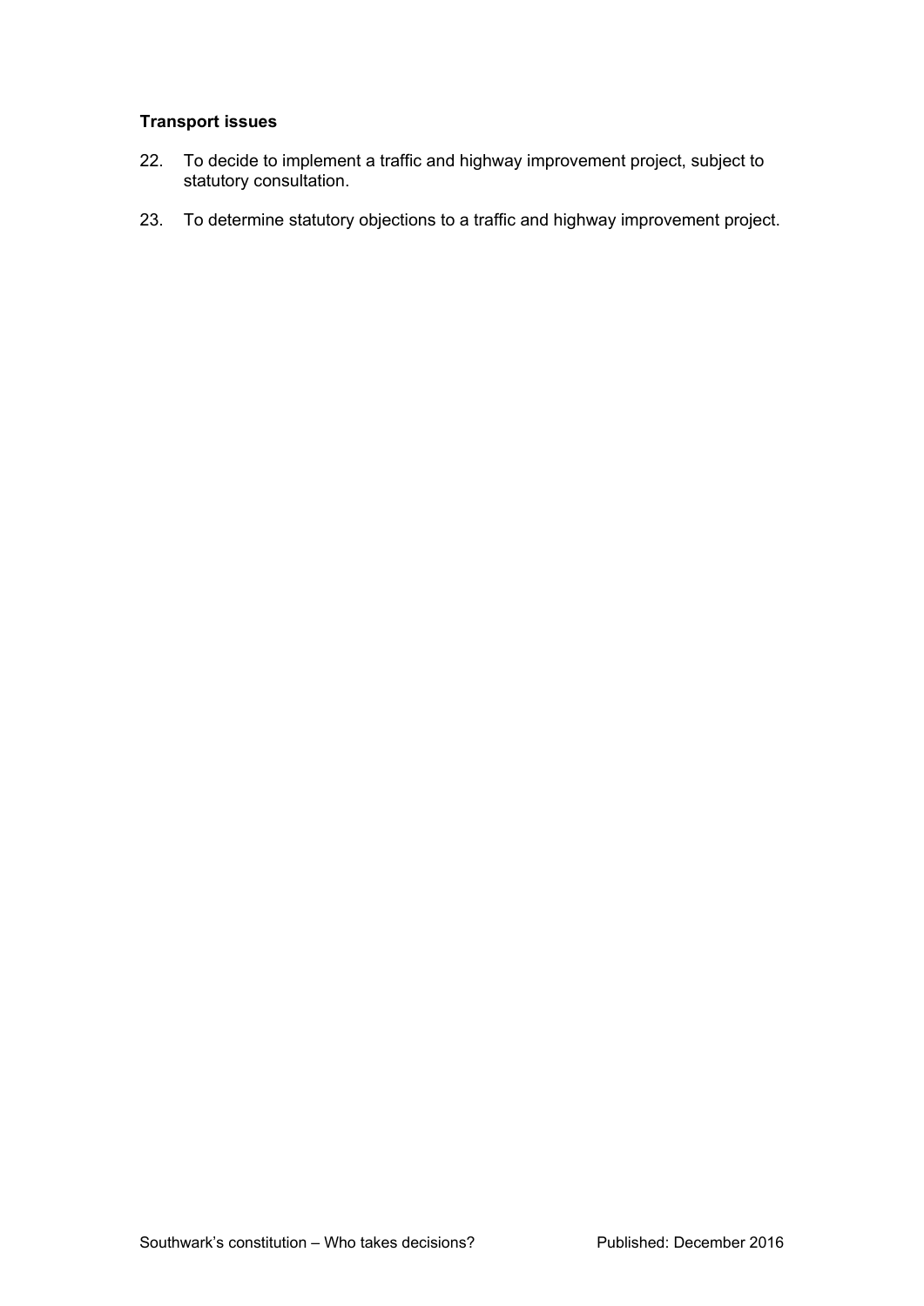**Transport issues**

22. To decide to implement a traffic and highway improvement project, subject to statutory consultation.

23. To determine statutory objections to a traffic and highway improvement project.